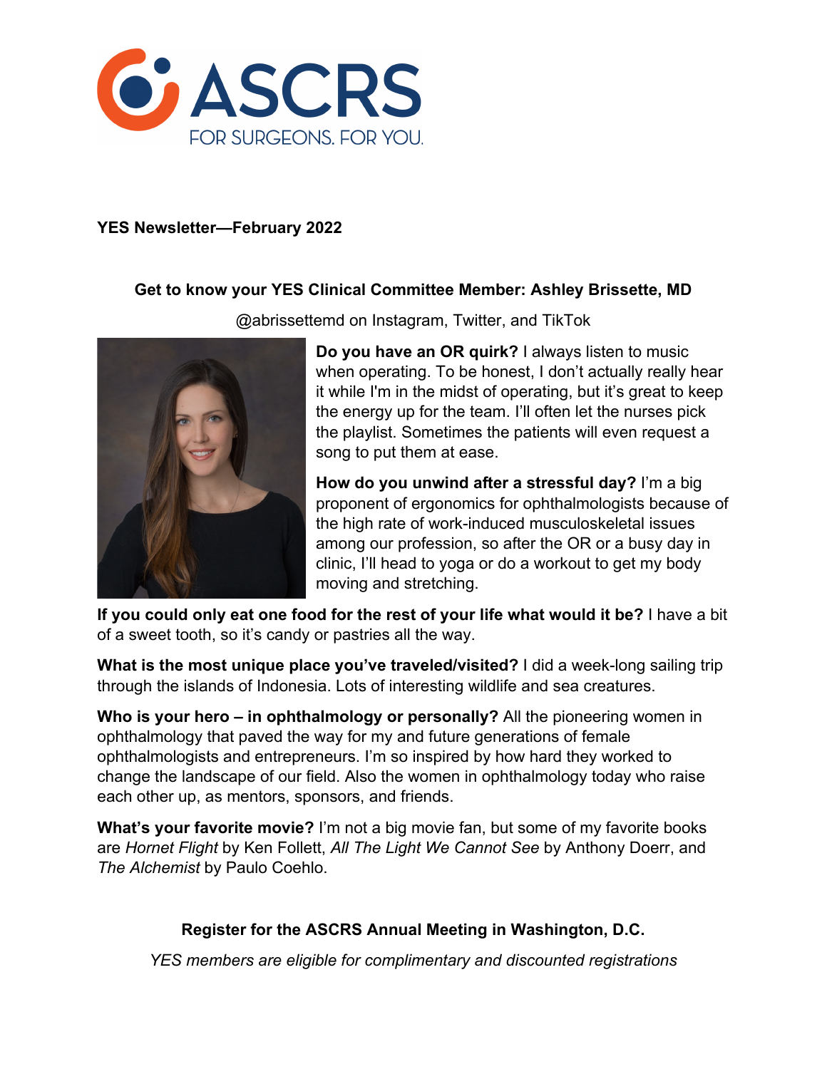**YES Newsletter—February 2022**

## Get to know your YES Clinical Committee Member: Ashley Brissette, MD

@abrissettemd on Instagram, Twitter, and TikTok

**Do you have an OR quirk?** I always listen to music when operating. To be honest, I don't actually really hear it while I'm in the midst of operating, but it's great to keep the energy up for the team. I'll often let the nurses pick the playlist. Sometimes the patients will even request a song to put them at ease.

**How do you unwind after a stressful day?** I'm a big proponent of ergonomics for ophthalmologists because of the high rate of work-induced musculoskeletal issues among our profession, so after the OR or a busy day in clinic, I'll head to yoga or do a workout to get my body moving and stretching.

**If you could only eat one food for the rest of your life what would it be?** I have a bit of a sweet tooth, so it's candy or pastries all the way.

**What is the most unique place you've traveled/visited?** I did a week-long sailing trip through the islands of Indonesia. Lots of interesting wildlife and sea creatures.

**Who is your hero – in ophthalmology or personally?** All the pioneering women in ophthalmology that paved the way for my and future generations of female ophthalmologists and entrepreneurs. I'm so inspired by how hard they worked to change the landscape of our field. Also the women in ophthalmology today who raise each other up, as mentors, sponsors, and friends.

**What's your favorite movie?** I'm not a big movie fan, but some of my favorite books are *Hornet Flight* by Ken Follett, *All The Light We Cannot See* by Anthony Doerr, and *The Alchemist* by Paulo Coehlo.

## Register for the ASCRS Annual Meeting in Washington, D.C.

*YES members are eligible for complimentary and discounted registrations*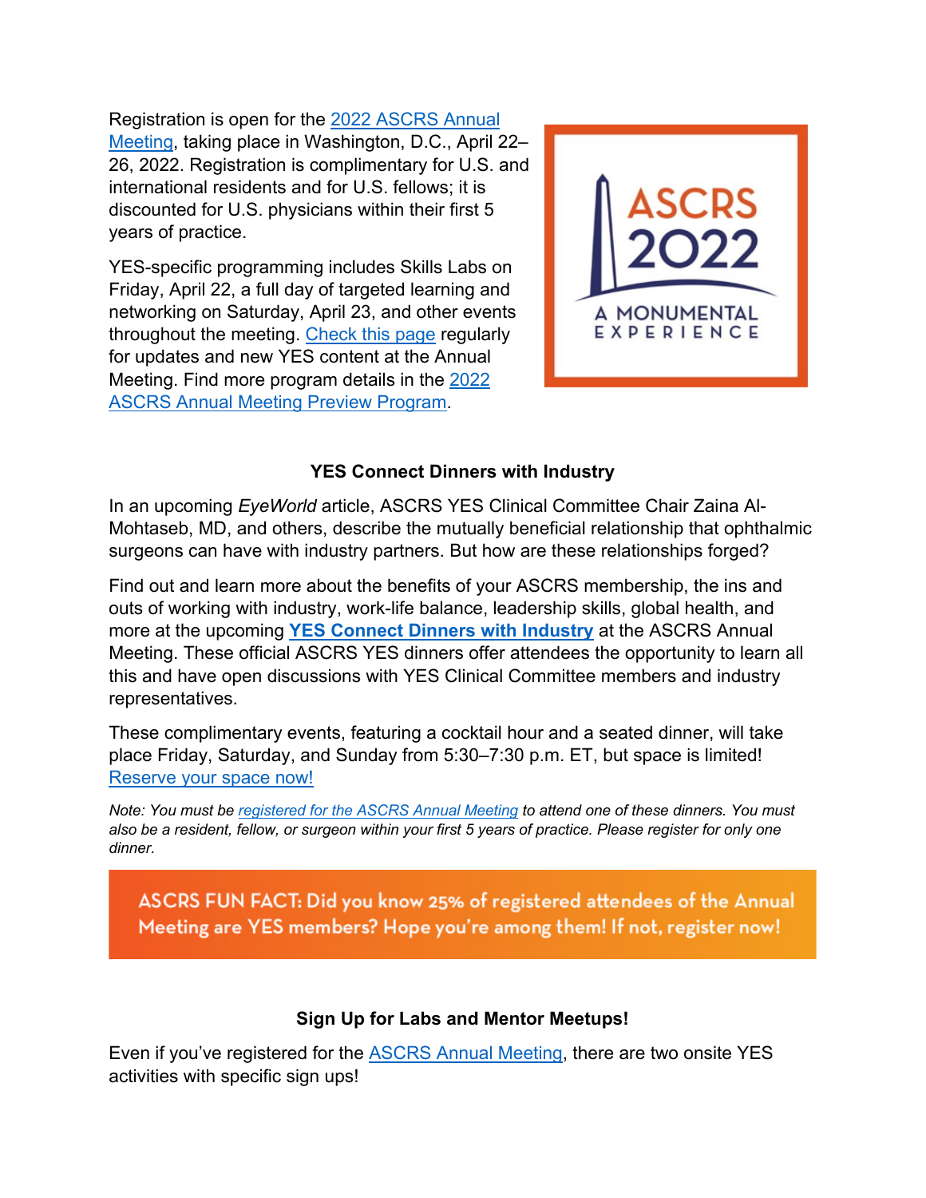Registration is open for the 2022 ASCRS Annual Meeting, taking place in Washington, D.C., April 22–26, 2022. Registration is complimentary for U.S. and international residents and for U.S. fellows; it is discounted for U.S. physicians within their first 5 years of practice.

YES-specific programming includes Skills Labs on Friday, April 22, a full day of targeted learning and networking on Saturday, April 23, and other events throughout the meeting. Check this page regularly for updates and new YES content at the Annual Meeting. Find more program details in the 2022 ASCRS Annual Meeting Preview Program.

ASCRS 2022

A MONUMENTAL EXPERIENCE

**YES Connect Dinners with Industry**

In an upcoming *EyeWorld* article, ASCRS YES Clinical Committee Chair Zaina Al-Mohtaseb, MD, and others, describe the mutually beneficial relationship that ophthalmic surgeons can have with industry partners. But how are these relationships forged?

Find out and learn more about the benefits of your ASCRS membership, the ins and outs of working with industry, work-life balance, leadership skills, global health, and more at the upcoming **YES Connect Dinners with Industry** at the ASCRS Annual Meeting. These official ASCRS YES dinners offer attendees the opportunity to learn all this and have open discussions with YES Clinical Committee members and industry representatives.

These complimentary events, featuring a cocktail hour and a seated dinner, will take place Friday, Saturday, and Sunday from 5:30–7:30 p.m. ET, but space is limited! Reserve your space now!

*Note: You must be registered for the ASCRS Annual Meeting to attend one of these dinners. You must also be a resident, fellow, or surgeon within your first 5 years of practice. Please register for only one dinner.*

ASCRS FUN FACT: Did you know 25% of registered attendees of the Annual Meeting are YES members? Hope you're among them! If not, register now!

**Sign Up for Labs and Mentor Meetups!**

Even if you've registered for the ASCRS Annual Meeting, there are two onsite YES activities with specific sign ups!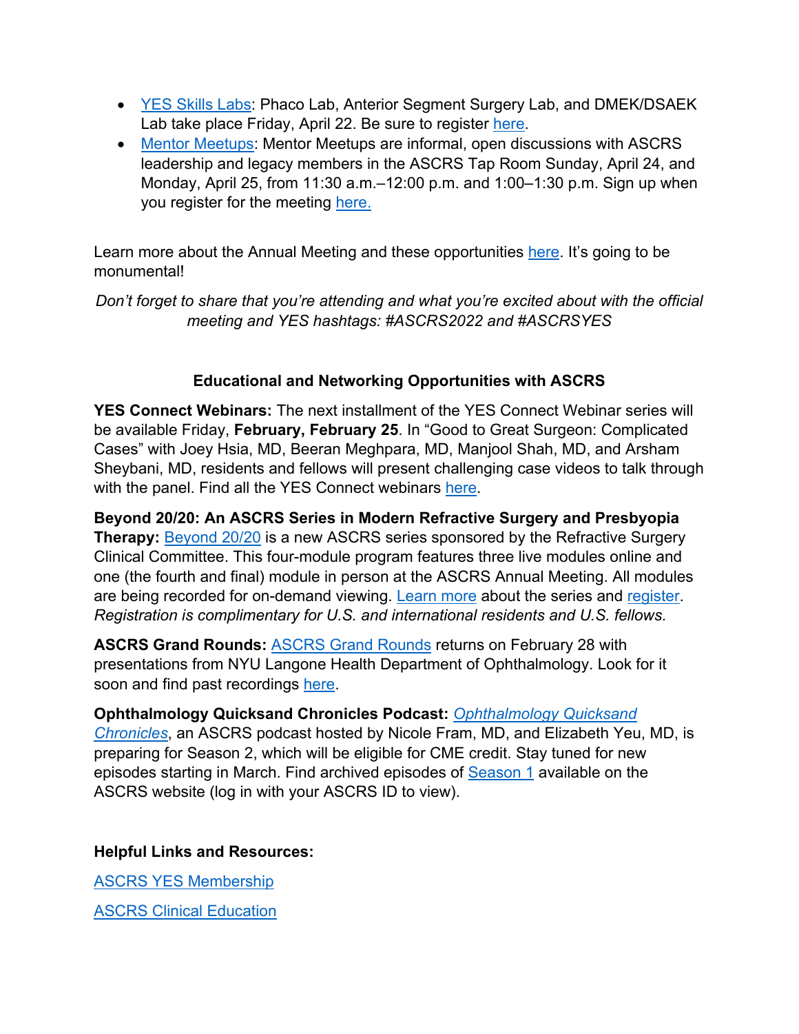- YES Skills Labs: Phaco Lab, Anterior Segment Surgery Lab, and DMEK/DSAEK Lab take place Friday, April 22. Be sure to register here.
- Mentor Meetups: Mentor Meetups are informal, open discussions with ASCRS leadership and legacy members in the ASCRS Tap Room Sunday, April 24, and Monday, April 25, from 11:30 a.m.–12:00 p.m. and 1:00–1:30 p.m. Sign up when you register for the meeting here.

Learn more about the Annual Meeting and these opportunities here. It's going to be monumental!

*Don't forget to share that you're attending and what you're excited about with the official meeting and YES hashtags: #ASCRS2022 and #ASCRSYES*

**Educational and Networking Opportunities with ASCRS**

**YES Connect Webinars:** The next installment of the YES Connect Webinar series will be available Friday, **February, February 25**. In "Good to Great Surgeon: Complicated Cases" with Joey Hsia, MD, Beeran Meghpara, MD, Manjool Shah, MD, and Arsham Sheybani, MD, residents and fellows will present challenging case videos to talk through with the panel. Find all the YES Connect webinars here.

**Beyond 20/20: An ASCRS Series in Modern Refractive Surgery and Presbyopia Therapy:** Beyond 20/20 is a new ASCRS series sponsored by the Refractive Surgery Clinical Committee. This four-module program features three live modules online and one (the fourth and final) module in person at the ASCRS Annual Meeting. All modules are being recorded for on-demand viewing. Learn more about the series and register. *Registration is complimentary for U.S. and international residents and U.S. fellows.*

**ASCRS Grand Rounds:** ASCRS Grand Rounds returns on February 28 with presentations from NYU Langone Health Department of Ophthalmology. Look for it soon and find past recordings here.

**Ophthalmology Quicksand Chronicles Podcast:** *Ophthalmology Quicksand Chronicles*, an ASCRS podcast hosted by Nicole Fram, MD, and Elizabeth Yeu, MD, is preparing for Season 2, which will be eligible for CME credit. Stay tuned for new episodes starting in March. Find archived episodes of Season 1 available on the ASCRS website (log in with your ASCRS ID to view).

**Helpful Links and Resources:**

ASCRS YES Membership

ASCRS Clinical Education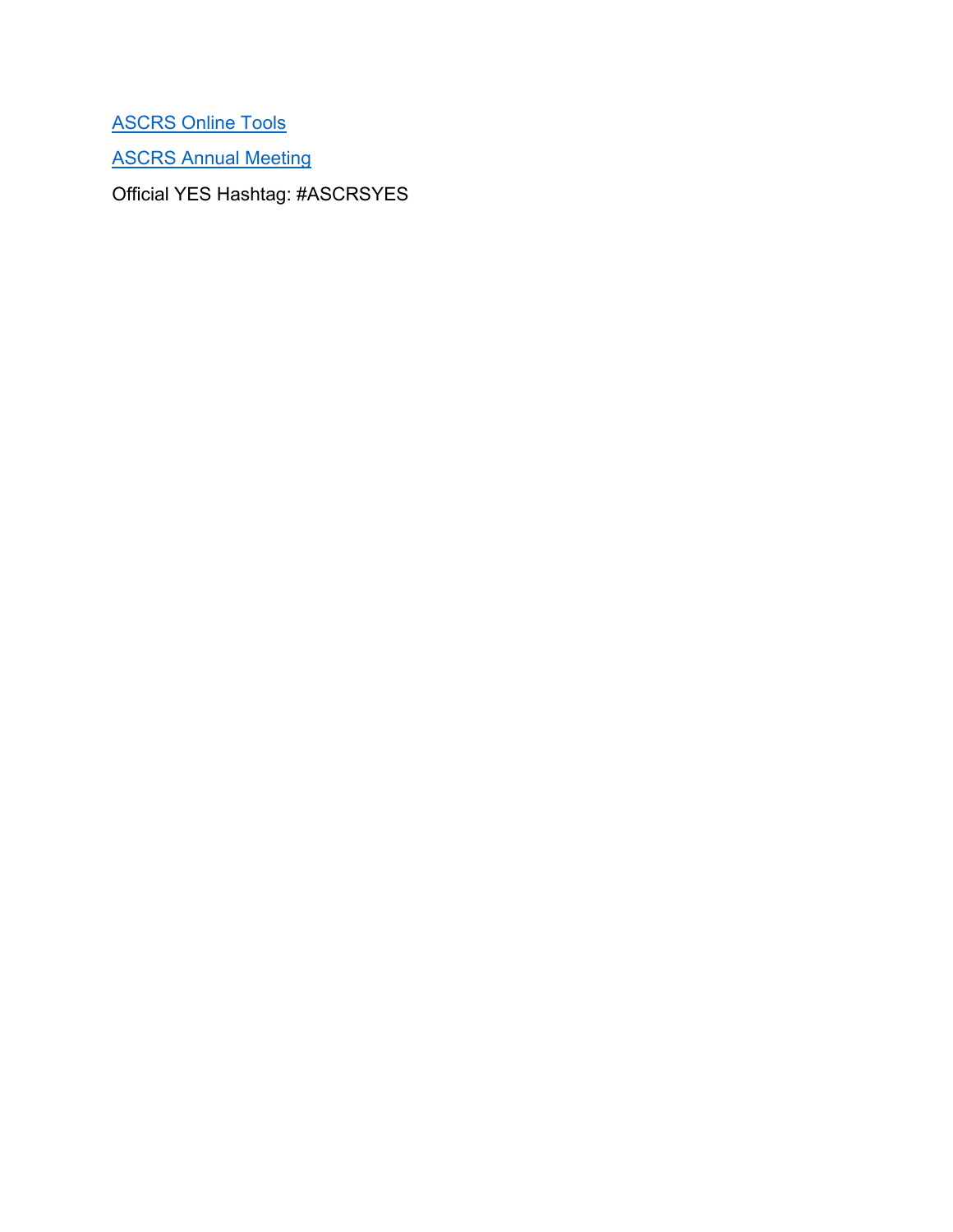ASCRS Online Tools

ASCRS Annual Meeting

Official YES Hashtag: #ASCRSYES